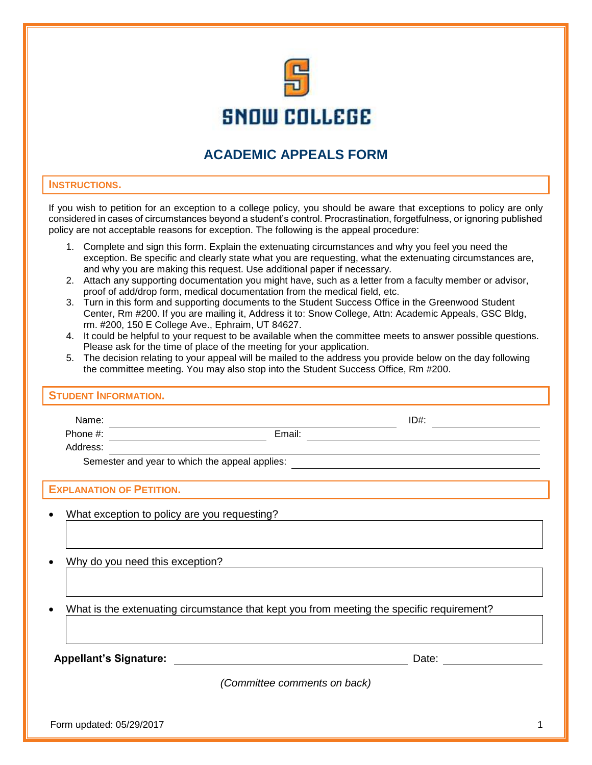# SNOW COLLEGE

## ACADEMIC APPEALS FORM

### INSTRUCTIONS.

If you wish to petition for an exception to a college policy, you should be aware that exceptions to policy are only considered in cases of circumstances beyond a student's control. Procrastination, forgetfulness, or ignoring published policy are not acceptable reasons for exception. The following is the appeal procedure:

1. Complete and sign this form. Explain the extenuating circumstances and why you feel you need the exception. Be specific and clearly state what you are requesting, what the extenuating circumstances are, and why you are making this request. Use additional paper if necessary.
2. Attach any supporting documentation you might have, such as a letter from a faculty member or advisor, proof of add/drop form, medical documentation from the medical field, etc.
3. Turn in this form and supporting documents to the Student Success Office in the Greenwood Student Center, Rm #200. If you are mailing it, Address it to: Snow College, Attn: Academic Appeals, GSC Bldg, rm. #200, 150 E College Ave., Ephraim, UT 84627.
4. It could be helpful to your request to be available when the committee meets to answer possible questions. Please ask for the time of place of the meeting for your application.
5. The decision relating to your appeal will be mailed to the address you provide below on the day following the committee meeting. You may also stop into the Student Success Office, Rm #200.

### STUDENT INFORMATION.

Name: ______________________________ ID#: ______________

Phone #: ____________________ Email: ______________________________

Address: ____________________________________________________________

Semester and year to which the appeal applies: ______________________________

### EXPLANATION OF PETITION.

- What exception to policy are you requesting?

- Why do you need this exception?

- What is the extenuating circumstance that kept you from meeting the specific requirement?

**Appellant's Signature:** ______________________________ Date: ______________

*(Committee comments on back)*

Form updated: 05/29/2017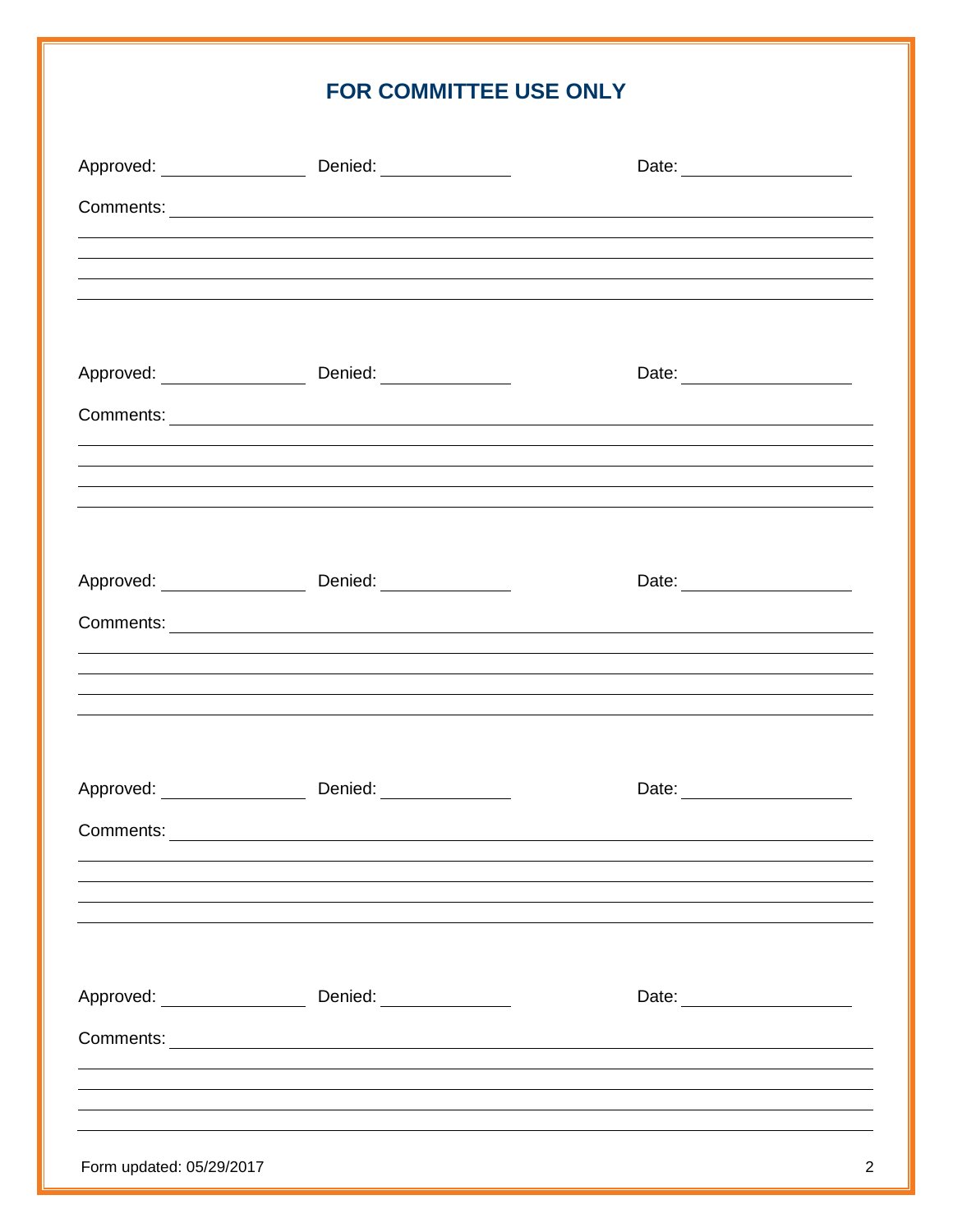## FOR COMMITTEE USE ONLY

Approved: ______________ Denied: ______________ Date: ______________

Comments: ____________________________________________________________

______________________________________________________________________

______________________________________________________________________

______________________________________________________________________

______________________________________________________________________

Approved: ______________ Denied: ______________ Date: ______________

Comments: ____________________________________________________________

______________________________________________________________________

______________________________________________________________________

______________________________________________________________________

______________________________________________________________________

Approved: ______________ Denied: ______________ Date: ______________

Comments: ____________________________________________________________

______________________________________________________________________

______________________________________________________________________

______________________________________________________________________

______________________________________________________________________

Approved: ______________ Denied: ______________ Date: ______________

Comments: ____________________________________________________________

______________________________________________________________________

______________________________________________________________________

______________________________________________________________________

______________________________________________________________________

Approved: ______________ Denied: ______________ Date: ______________

Comments: ____________________________________________________________

______________________________________________________________________

______________________________________________________________________

______________________________________________________________________

______________________________________________________________________

Form updated: 05/29/2017